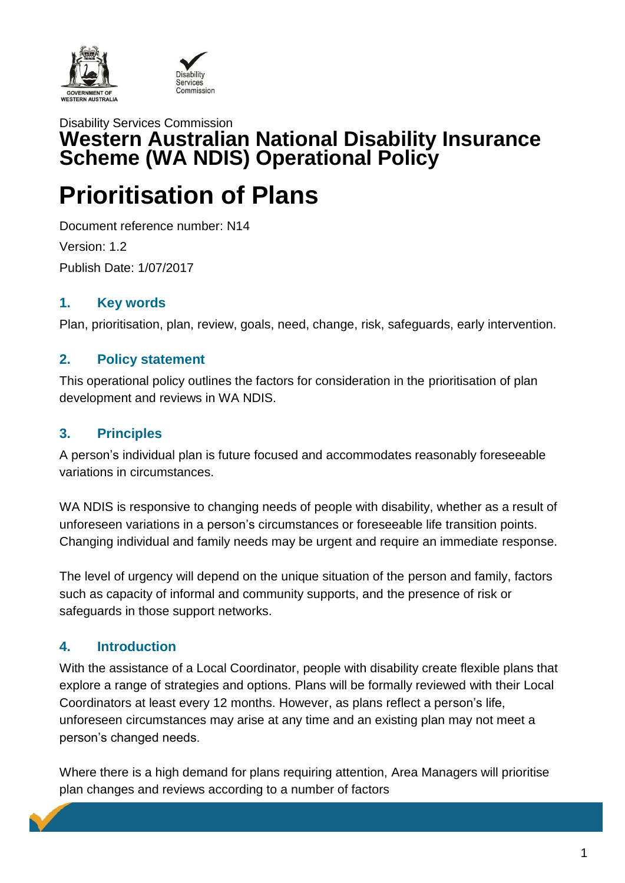Disability Services Commission

# Western Australian National Disability Insurance Scheme (WA NDIS) Operational Policy

# Prioritisation of Plans

Document reference number: N14

Version: 1.2

Publish Date: 1/07/2017

## 1. Key words

Plan, prioritisation, plan, review, goals, need, change, risk, safeguards, early intervention.

## 2. Policy statement

This operational policy outlines the factors for consideration in the prioritisation of plan development and reviews in WA NDIS.

## 3. Principles

A person's individual plan is future focused and accommodates reasonably foreseeable variations in circumstances.

WA NDIS is responsive to changing needs of people with disability, whether as a result of unforeseen variations in a person's circumstances or foreseeable life transition points. Changing individual and family needs may be urgent and require an immediate response.

The level of urgency will depend on the unique situation of the person and family, factors such as capacity of informal and community supports, and the presence of risk or safeguards in those support networks.

## 4. Introduction

With the assistance of a Local Coordinator, people with disability create flexible plans that explore a range of strategies and options. Plans will be formally reviewed with their Local Coordinators at least every 12 months. However, as plans reflect a person's life, unforeseen circumstances may arise at any time and an existing plan may not meet a person's changed needs.

Where there is a high demand for plans requiring attention, Area Managers will prioritise plan changes and reviews according to a number of factors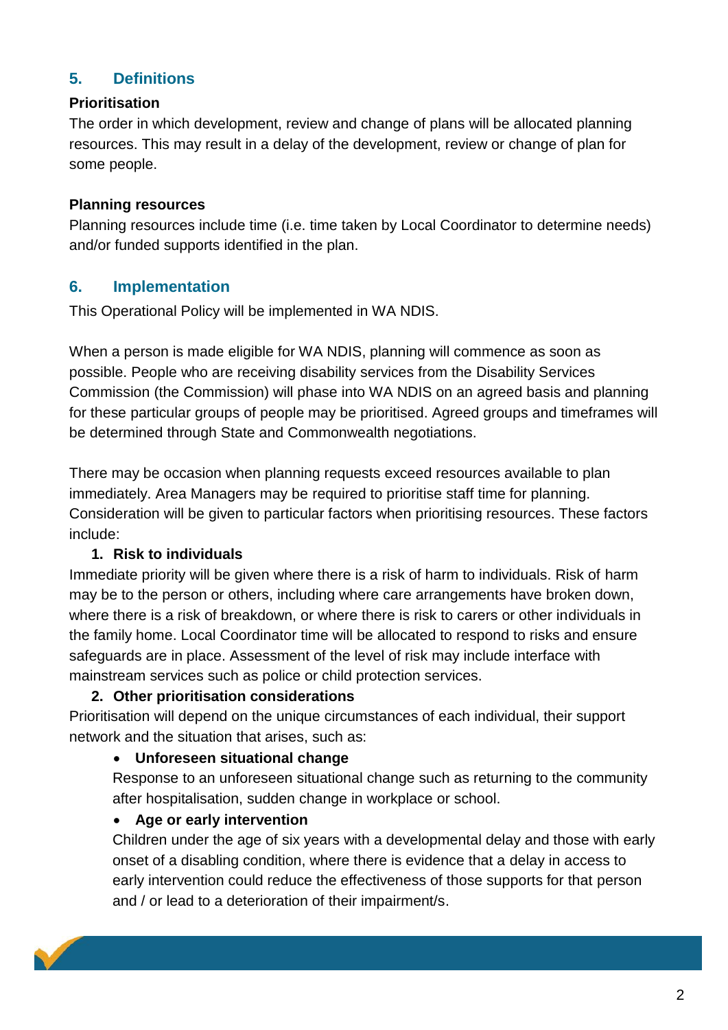## 5. Definitions

**Prioritisation**

The order in which development, review and change of plans will be allocated planning resources. This may result in a delay of the development, review or change of plan for some people.

**Planning resources**

Planning resources include time (i.e. time taken by Local Coordinator to determine needs) and/or funded supports identified in the plan.

## 6. Implementation

This Operational Policy will be implemented in WA NDIS.

When a person is made eligible for WA NDIS, planning will commence as soon as possible. People who are receiving disability services from the Disability Services Commission (the Commission) will phase into WA NDIS on an agreed basis and planning for these particular groups of people may be prioritised. Agreed groups and timeframes will be determined through State and Commonwealth negotiations.

There may be occasion when planning requests exceed resources available to plan immediately. Area Managers may be required to prioritise staff time for planning. Consideration will be given to particular factors when prioritising resources. These factors include:

1. **Risk to individuals**

Immediate priority will be given where there is a risk of harm to individuals. Risk of harm may be to the person or others, including where care arrangements have broken down, where there is a risk of breakdown, or where there is risk to carers or other individuals in the family home. Local Coordinator time will be allocated to respond to risks and ensure safeguards are in place. Assessment of the level of risk may include interface with mainstream services such as police or child protection services.

2. **Other prioritisation considerations**

Prioritisation will depend on the unique circumstances of each individual, their support network and the situation that arises, such as:

- **Unforeseen situational change**

  Response to an unforeseen situational change such as returning to the community after hospitalisation, sudden change in workplace or school.

- **Age or early intervention**

  Children under the age of six years with a developmental delay and those with early onset of a disabling condition, where there is evidence that a delay in access to early intervention could reduce the effectiveness of those supports for that person and / or lead to a deterioration of their impairment/s.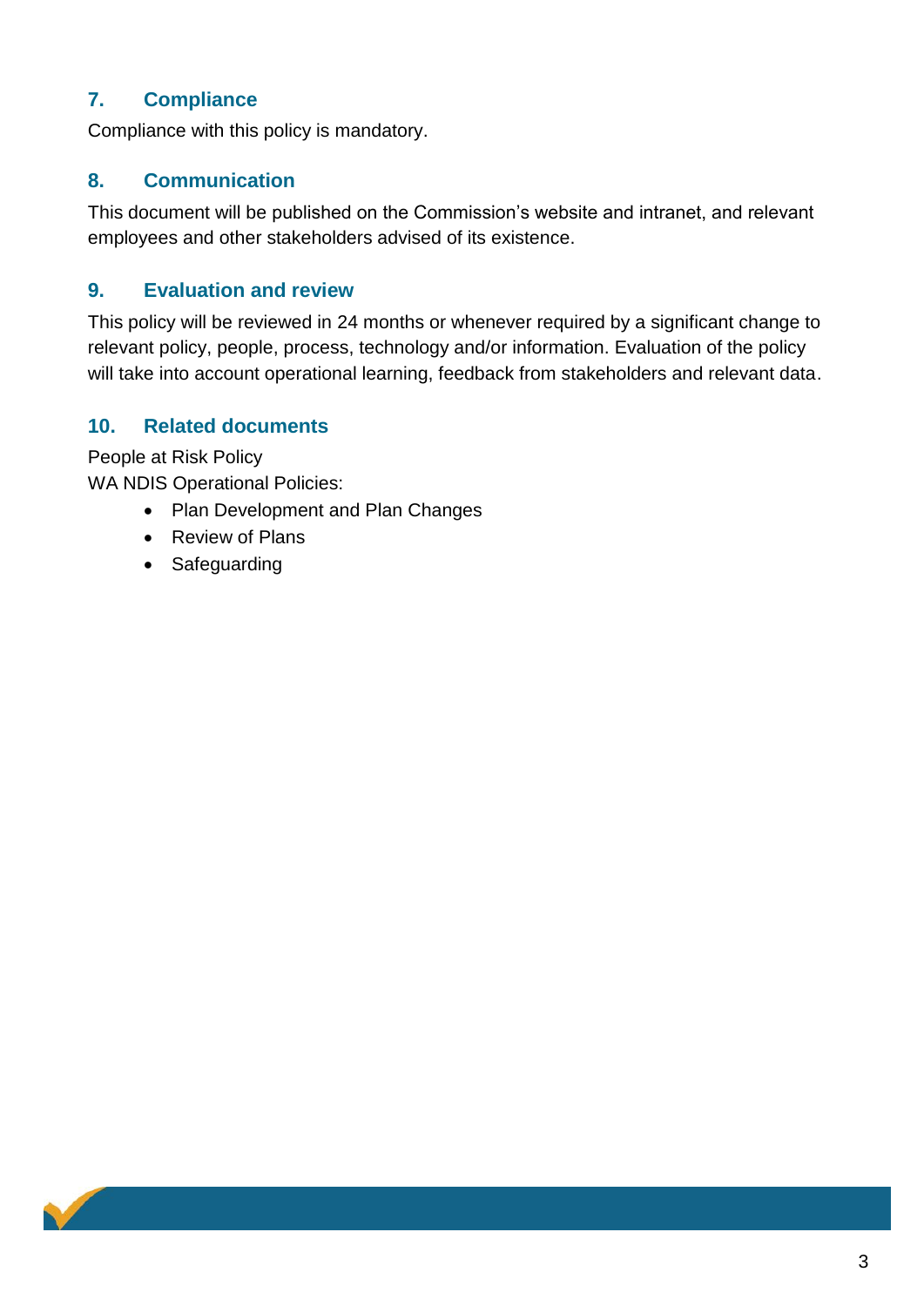## 7. Compliance

Compliance with this policy is mandatory.

## 8. Communication

This document will be published on the Commission's website and intranet, and relevant employees and other stakeholders advised of its existence.

## 9. Evaluation and review

This policy will be reviewed in 24 months or whenever required by a significant change to relevant policy, people, process, technology and/or information. Evaluation of the policy will take into account operational learning, feedback from stakeholders and relevant data.

## 10. Related documents

People at Risk Policy
WA NDIS Operational Policies:

- Plan Development and Plan Changes
- Review of Plans
- Safeguarding